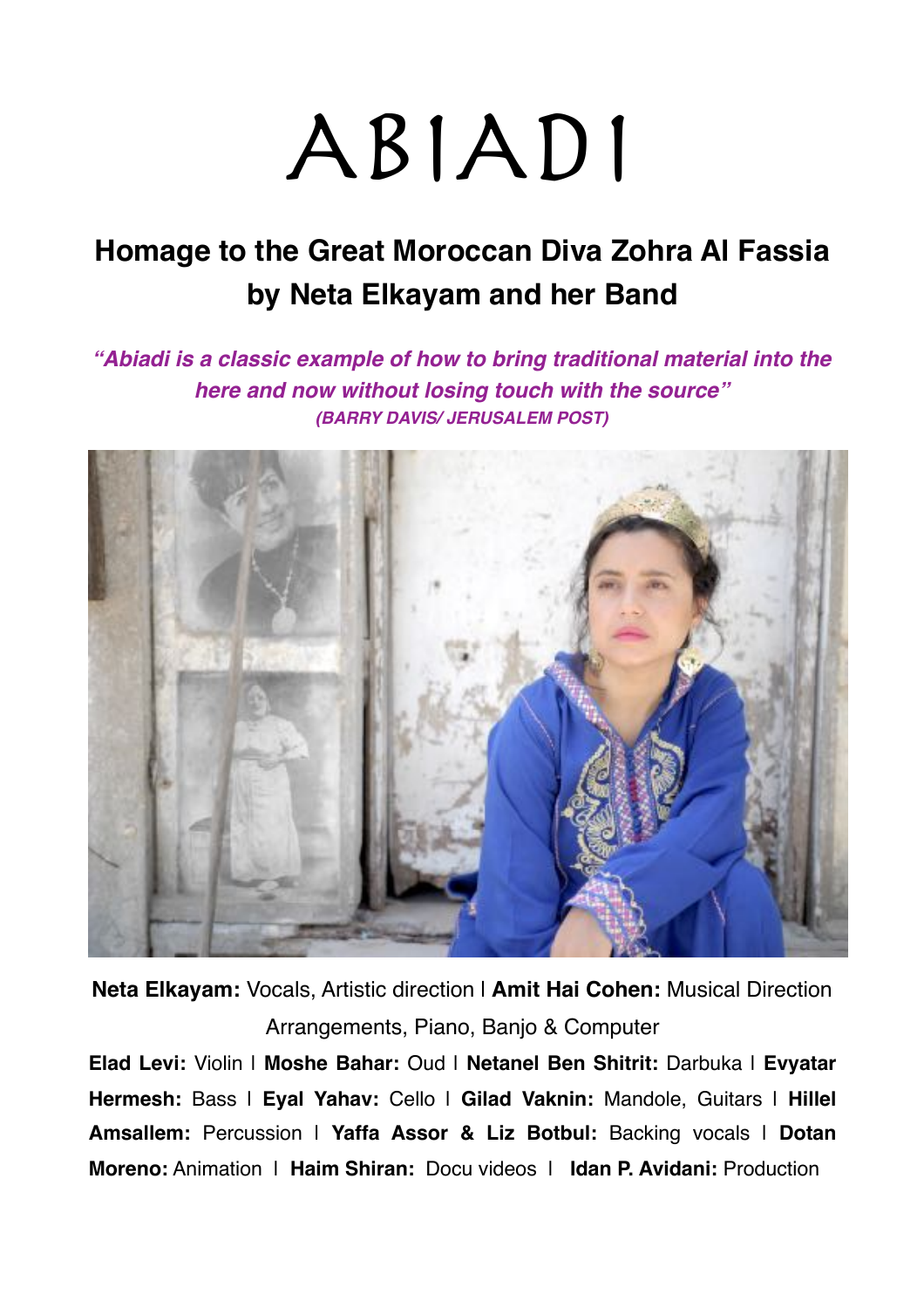# ABIADI

## Homage to the Great Moroccan Diva Zohra Al Fassia by Neta Elkayam and her Band

***"Abiadi is a classic example of how to bring traditional material into the here and now without losing touch with the source"***
***(BARRY DAVIS/ JERUSALEM POST)***

**Neta Elkayam:** Vocals, Artistic direction I **Amit Hai Cohen:** Musical Direction Arrangements, Piano, Banjo & Computer

**Elad Levi:** Violin I **Moshe Bahar:** Oud I **Netanel Ben Shitrit:** Darbuka I **Evyatar Hermesh:** Bass I **Eyal Yahav:** Cello I **Gilad Vaknin:** Mandole, Guitars I **Hillel Amsallem:** Percussion I **Yaffa Assor & Liz Botbul:** Backing vocals I **Dotan Moreno:** Animation I **Haim Shiran:** Docu videos I **Idan P. Avidani:** Production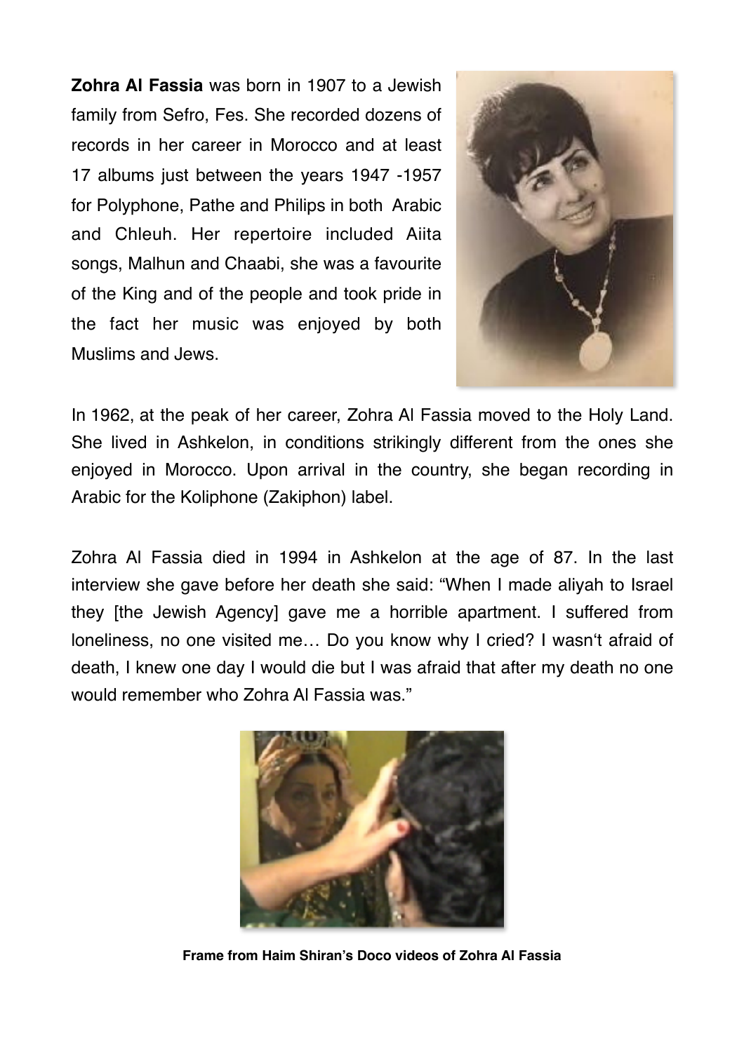**Zohra Al Fassia** was born in 1907 to a Jewish family from Sefro, Fes. She recorded dozens of records in her career in Morocco and at least 17 albums just between the years 1947 -1957 for Polyphone, Pathe and Philips in both Arabic and Chleuh. Her repertoire included Aiita songs, Malhun and Chaabi, she was a favourite of the King and of the people and took pride in the fact her music was enjoyed by both Muslims and Jews.

In 1962, at the peak of her career, Zohra Al Fassia moved to the Holy Land. She lived in Ashkelon, in conditions strikingly different from the ones she enjoyed in Morocco. Upon arrival in the country, she began recording in Arabic for the Koliphone (Zakiphon) label.

Zohra Al Fassia died in 1994 in Ashkelon at the age of 87. In the last interview she gave before her death she said: "When I made aliyah to Israel they [the Jewish Agency] gave me a horrible apartment. I suffered from loneliness, no one visited me… Do you know why I cried? I wasn't afraid of death, I knew one day I would die but I was afraid that after my death no one would remember who Zohra Al Fassia was."

**Frame from Haim Shiran's Doco videos of Zohra Al Fassia**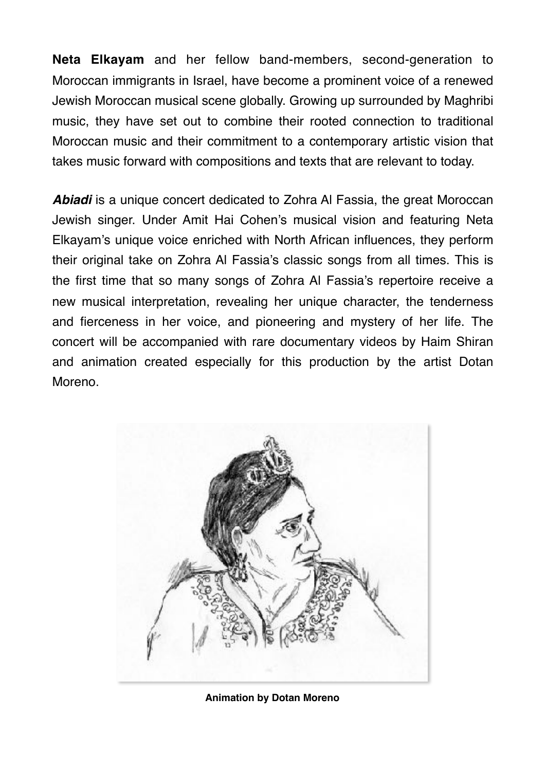**Neta Elkayam** and her fellow band-members, second-generation to Moroccan immigrants in Israel, have become a prominent voice of a renewed Jewish Moroccan musical scene globally. Growing up surrounded by Maghribi music, they have set out to combine their rooted connection to traditional Moroccan music and their commitment to a contemporary artistic vision that takes music forward with compositions and texts that are relevant to today.

***Abiadi*** is a unique concert dedicated to Zohra Al Fassia, the great Moroccan Jewish singer. Under Amit Hai Cohen's musical vision and featuring Neta Elkayam's unique voice enriched with North African influences, they perform their original take on Zohra Al Fassia's classic songs from all times. This is the first time that so many songs of Zohra Al Fassia's repertoire receive a new musical interpretation, revealing her unique character, the tenderness and fierceness in her voice, and pioneering and mystery of her life. The concert will be accompanied with rare documentary videos by Haim Shiran and animation created especially for this production by the artist Dotan Moreno.

**Animation by Dotan Moreno**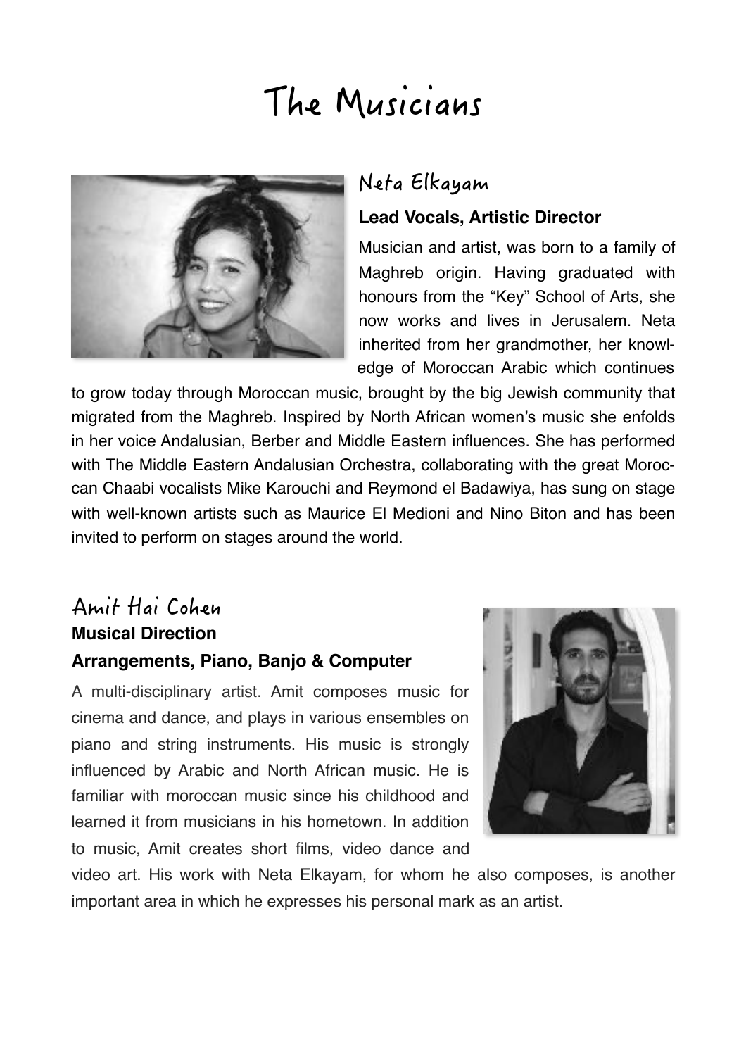# The Musicians

## Neta Elkayam

**Lead Vocals, Artistic Director**

Musician and artist, was born to a family of Maghreb origin. Having graduated with honours from the "Key" School of Arts, she now works and lives in Jerusalem. Neta inherited from her grandmother, her knowledge of Moroccan Arabic which continues to grow today through Moroccan music, brought by the big Jewish community that migrated from the Maghreb. Inspired by North African women's music she enfolds in her voice Andalusian, Berber and Middle Eastern influences. She has performed with The Middle Eastern Andalusian Orchestra, collaborating with the great Moroccan Chaabi vocalists Mike Karouchi and Reymond el Badawiya, has sung on stage with well-known artists such as Maurice El Medioni and Nino Biton and has been invited to perform on stages around the world.

## Amit Hai Cohen

**Musical Direction**

**Arrangements, Piano, Banjo & Computer**

A multi-disciplinary artist. Amit composes music for cinema and dance, and plays in various ensembles on piano and string instruments. His music is strongly influenced by Arabic and North African music. He is familiar with moroccan music since his childhood and learned it from musicians in his hometown. In addition to music, Amit creates short films, video dance and video art. His work with Neta Elkayam, for whom he also composes, is another important area in which he expresses his personal mark as an artist.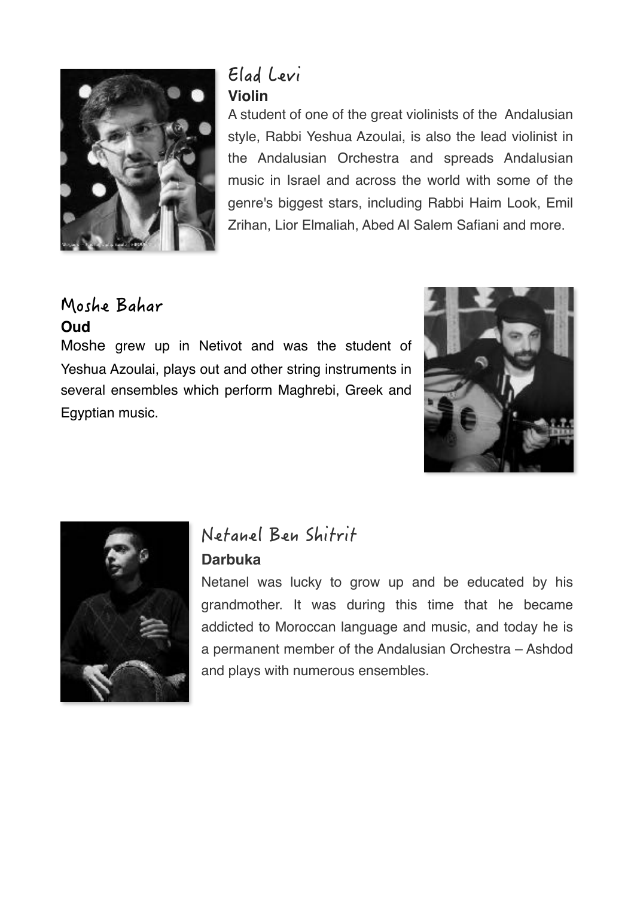## Elad Levi

**Violin**

A student of one of the great violinists of the Andalusian style, Rabbi Yeshua Azoulai, is also the lead violinist in the Andalusian Orchestra and spreads Andalusian music in Israel and across the world with some of the genre's biggest stars, including Rabbi Haim Look, Emil Zrihan, Lior Elmaliah, Abed Al Salem Safiani and more.

## Moshe Bahar

**Oud**

Moshe grew up in Netivot and was the student of Yeshua Azoulai, plays out and other string instruments in several ensembles which perform Maghrebi, Greek and Egyptian music.

## Netanel Ben Shitrit

**Darbuka**

Netanel was lucky to grow up and be educated by his grandmother. It was during this time that he became addicted to Moroccan language and music, and today he is a permanent member of the Andalusian Orchestra – Ashdod and plays with numerous ensembles.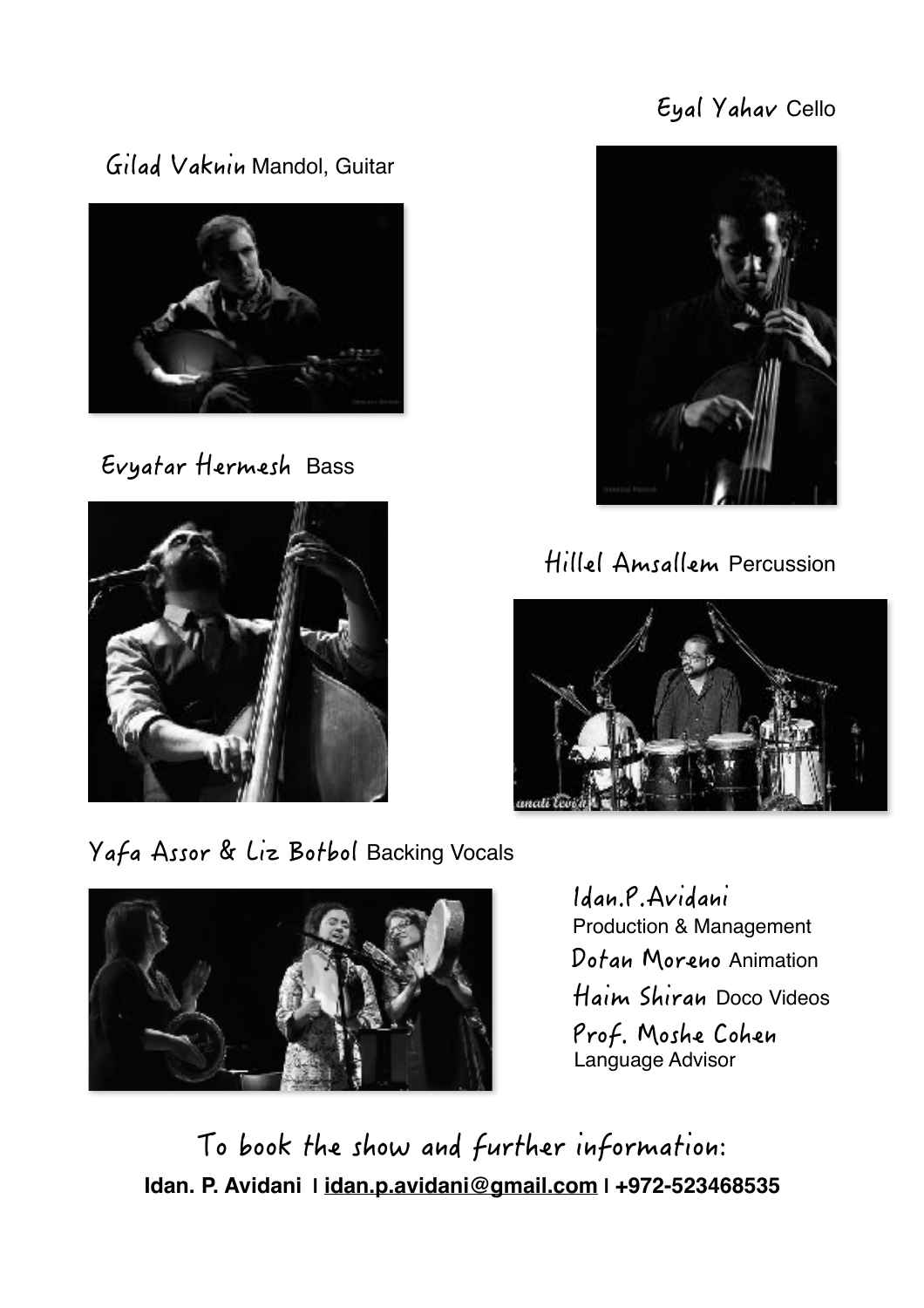Eyal Yahav Cello

Gilad Vaknin Mandol, Guitar

Evyatar Hermesh Bass

Hillel Amsallem Percussion

Yafa Assor & Liz Botbol Backing Vocals

Idan.P.Avidani
Production & Management

Dotan Moreno Animation

Haim Shiran Doco Videos

Prof. Moshe Cohen
Language Advisor

To book the show and further information:

**Idan. P. Avidani | idan.p.avidani@gmail.com | +972-523468535**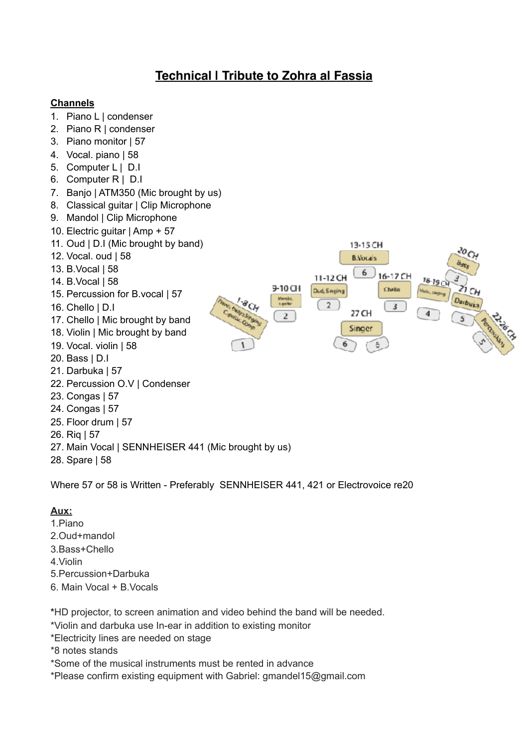# Technical | Tribute to Zohra al Fassia

**Channels**

1. Piano L | condenser
2. Piano R | condenser
3. Piano monitor | 57
4. Vocal. piano | 58
5. Computer L | D.I
6. Computer R | D.I
7. Banjo | ATM350 (Mic brought by us)
8. Classical guitar | Clip Microphone
9. Mandol | Clip Microphone
10. Electric guitar | Amp + 57
11. Oud | D.I (Mic brought by band)
12. Vocal. oud | 58
13. B.Vocal | 58
14. B.Vocal | 58
15. Percussion for B.vocal | 57
16. Chello | D.I
17. Chello | Mic brought by band
18. Violin | Mic brought by band
19. Vocal. violin | 58
20. Bass | D.I
21. Darbuka | 57
22. Percussion O.V | Condenser
23. Congas | 57
24. Congas | 57
25. Floor drum | 57
26. Riq | 57
27. Main Vocal | SENNHEISER 441 (Mic brought by us)
28. Spare | 58

1-8 CH
Piano, Banjo, Singing, C.guitar, Comp
1

9-10 CH
Mandol, e.guitar
2

11-12 CH
Oud, Singing
2

13-15 CH
B.Vocals
6

16-17 CH
Chello
3

27 CH
Singer
6
6

18-19 CH
Violin, singing
4

20 CH
Bass
3

21 CH
Darbuka
5

22-26 CH
Percussions
5

Where 57 or 58 is Written - Preferably SENNHEISER 441, 421 or Electrovoice re20

**Aux:**

1.Piano
2.Oud+mandol
3.Bass+Chello
4.Violin
5.Percussion+Darbuka
6. Main Vocal + B.Vocals

*HD projector, to screen animation and video behind the band will be needed.
*Violin and darbuka use In-ear in addition to existing monitor
*Electricity lines are needed on stage
*8 notes stands
*Some of the musical instruments must be rented in advance
*Please confirm existing equipment with Gabriel: gmandel15@gmail.com